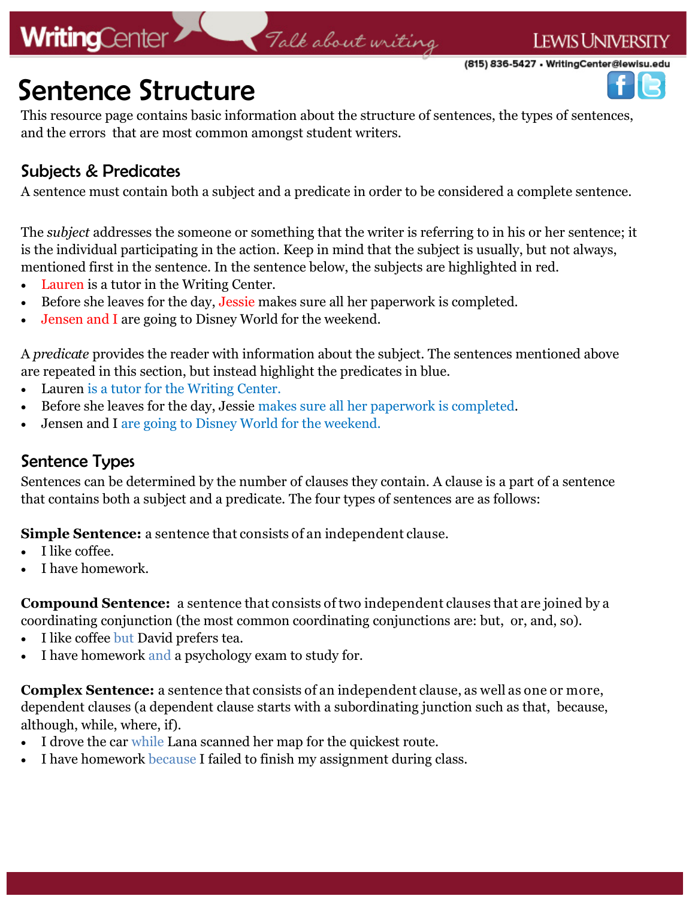# Sentence Structure

This resource page contains basic information about the structure of sentences, the types of sentences, and the errors that are most common amongst student writers.

## Subjects & Predicates

A sentence must contain both a subject and a predicate in order to be considered a complete sentence.

The *subject* addresses the someone or something that the writer is referring to in his or her sentence; it is the individual participating in the action. Keep in mind that the subject is usually, but not always, mentioned first in the sentence. In the sentence below, the subjects are highlighted in red.

- Lauren is a tutor in the Writing Center.
- Before she leaves for the day, Jessie makes sure all her paperwork is completed.
- Jensen and I are going to Disney World for the weekend.

A *predicate* provides the reader with information about the subject. The sentences mentioned above are repeated in this section, but instead highlight the predicates in blue.

- Lauren is a tutor for the Writing Center.
- Before she leaves for the day, Jessie makes sure all her paperwork is completed.
- Jensen and I are going to Disney World for the weekend.

## Sentence Types

Sentences can be determined by the number of clauses they contain. A clause is a part of a sentence that contains both a subject and a predicate. The four types of sentences are as follows:

**Simple Sentence:** a sentence that consists of an independent clause.

- I like coffee.
- I have homework.

**Compound Sentence:** a sentence that consists of two independent clauses that are joined by a coordinating conjunction (the most common coordinating conjunctions are: but, or, and, so).

- I like coffee but David prefers tea.
- I have homework and a psychology exam to study for.

**Complex Sentence:** a sentence that consists of an independent clause, as well as one or more, dependent clauses (a dependent clause starts with a subordinating junction such as that, because, although, while, where, if).

- I drove the car while Lana scanned her map for the quickest route.
- I have homework because I failed to finish my assignment during class.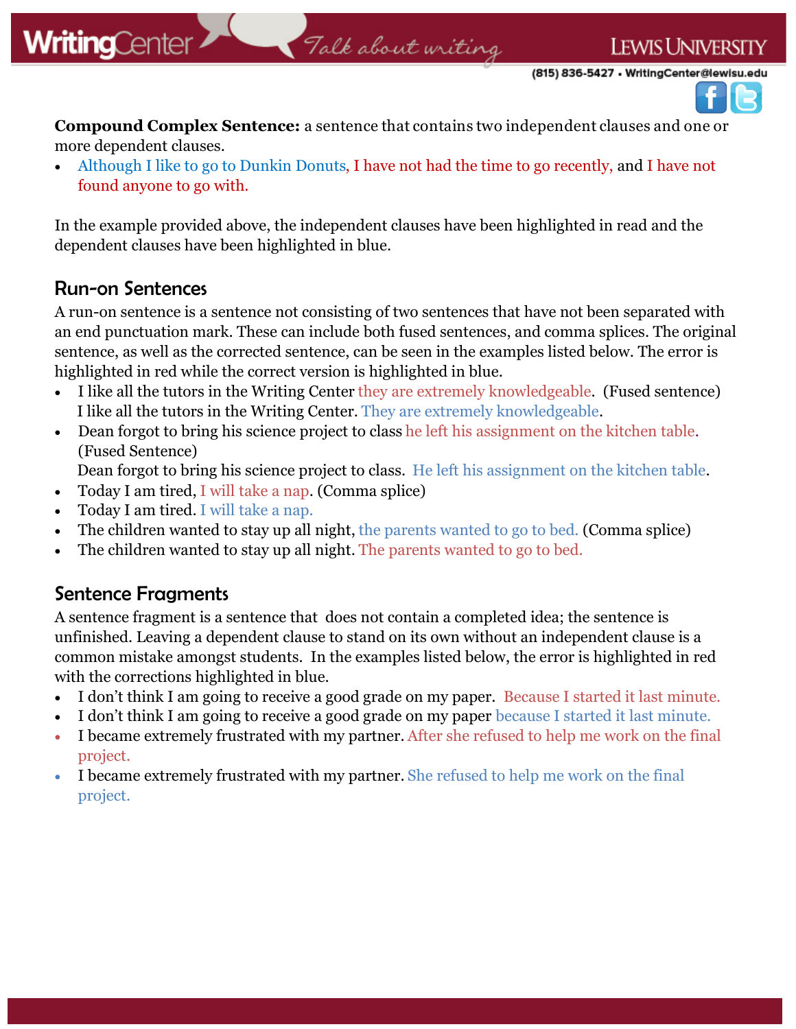**Compound Complex Sentence:** a sentence that contains two independent clauses and one or more dependent clauses.

- Although I like to go to Dunkin Donuts, I have not had the time to go recently, and I have not found anyone to go with.

In the example provided above, the independent clauses have been highlighted in read and the dependent clauses have been highlighted in blue.

## Run-on Sentences

A run-on sentence is a sentence not consisting of two sentences that have not been separated with an end punctuation mark. These can include both fused sentences, and comma splices. The original sentence, as well as the corrected sentence, can be seen in the examples listed below. The error is highlighted in red while the correct version is highlighted in blue.

- I like all the tutors in the Writing Center they are extremely knowledgeable. (Fused sentence)
  I like all the tutors in the Writing Center. They are extremely knowledgeable.
- Dean forgot to bring his science project to class he left his assignment on the kitchen table. (Fused Sentence)
  Dean forgot to bring his science project to class. He left his assignment on the kitchen table.
- Today I am tired, I will take a nap. (Comma splice)
- Today I am tired. I will take a nap.
- The children wanted to stay up all night, the parents wanted to go to bed. (Comma splice)
- The children wanted to stay up all night. The parents wanted to go to bed.

## Sentence Fragments

A sentence fragment is a sentence that does not contain a completed idea; the sentence is unfinished. Leaving a dependent clause to stand on its own without an independent clause is a common mistake amongst students. In the examples listed below, the error is highlighted in red with the corrections highlighted in blue.

- I don't think I am going to receive a good grade on my paper. Because I started it last minute.
- I don't think I am going to receive a good grade on my paper because I started it last minute.
- I became extremely frustrated with my partner. After she refused to help me work on the final project.
- I became extremely frustrated with my partner. She refused to help me work on the final project.